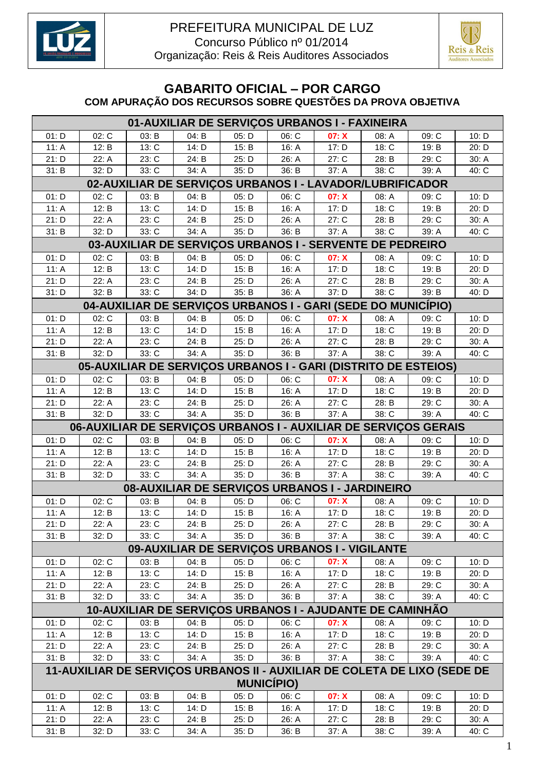PREFEITURA MUNICIPAL DE LUZ
Concurso Público nº 01/2014
Organização: Reis & Reis Auditores Associados

# GABARITO OFICIAL – POR CARGO

## COM APURAÇÃO DOS RECURSOS SOBRE QUESTÕES DA PROVA OBJETIVA

| 01-AUXILIAR DE SERVIÇOS URBANOS I - FAXINEIRA | | | | | | | | | |
|---|---|---|---|---|---|---|---|---|---|
| 01: D | 02: C | 03: B | 04: B | 05: D | 06: C | 07: X | 08: A | 09: C | 10: D |
| 11: A | 12: B | 13: C | 14: D | 15: B | 16: A | 17: D | 18: C | 19: B | 20: D |
| 21: D | 22: A | 23: C | 24: B | 25: D | 26: A | 27: C | 28: B | 29: C | 30: A |
| 31: B | 32: D | 33: C | 34: A | 35: D | 36: B | 37: A | 38: C | 39: A | 40: C |
| **02-AUXILIAR DE SERVIÇOS URBANOS I - LAVADOR/LUBRIFICADOR** | | | | | | | | | |
| 01: D | 02: C | 03: B | 04: B | 05: D | 06: C | 07: X | 08: A | 09: C | 10: D |
| 11: A | 12: B | 13: C | 14: D | 15: B | 16: A | 17: D | 18: C | 19: B | 20: D |
| 21: D | 22: A | 23: C | 24: B | 25: D | 26: A | 27: C | 28: B | 29: C | 30: A |
| 31: B | 32: D | 33: C | 34: A | 35: D | 36: B | 37: A | 38: C | 39: A | 40: C |
| **03-AUXILIAR DE SERVIÇOS URBANOS I - SERVENTE DE PEDREIRO** | | | | | | | | | |
| 01: D | 02: C | 03: B | 04: B | 05: D | 06: C | 07: X | 08: A | 09: C | 10: D |
| 11: A | 12: B | 13: C | 14: D | 15: B | 16: A | 17: D | 18: C | 19: B | 20: D |
| 21: D | 22: A | 23: C | 24: B | 25: D | 26: A | 27: C | 28: B | 29: C | 30: A |
| 31: D | 32: B | 33: C | 34: D | 35: B | 36: A | 37: D | 38: C | 39: B | 40: D |
| **04-AUXILIAR DE SERVIÇOS URBANOS I - GARI (SEDE DO MUNICÍPIO)** | | | | | | | | | |
| 01: D | 02: C | 03: B | 04: B | 05: D | 06: C | 07: X | 08: A | 09: C | 10: D |
| 11: A | 12: B | 13: C | 14: D | 15: B | 16: A | 17: D | 18: C | 19: B | 20: D |
| 21: D | 22: A | 23: C | 24: B | 25: D | 26: A | 27: C | 28: B | 29: C | 30: A |
| 31: B | 32: D | 33: C | 34: A | 35: D | 36: B | 37: A | 38: C | 39: A | 40: C |
| **05-AUXILIAR DE SERVIÇOS URBANOS I - GARI (DISTRITO DE ESTEIOS)** | | | | | | | | | |
| 01: D | 02: C | 03: B | 04: B | 05: D | 06: C | 07: X | 08: A | 09: C | 10: D |
| 11: A | 12: B | 13: C | 14: D | 15: B | 16: A | 17: D | 18: C | 19: B | 20: D |
| 21: D | 22: A | 23: C | 24: B | 25: D | 26: A | 27: C | 28: B | 29: C | 30: A |
| 31: B | 32: D | 33: C | 34: A | 35: D | 36: B | 37: A | 38: C | 39: A | 40: C |
| **06-AUXILIAR DE SERVIÇOS URBANOS I - AUXILIAR DE SERVIÇOS GERAIS** | | | | | | | | | |
| 01: D | 02: C | 03: B | 04: B | 05: D | 06: C | 07: X | 08: A | 09: C | 10: D |
| 11: A | 12: B | 13: C | 14: D | 15: B | 16: A | 17: D | 18: C | 19: B | 20: D |
| 21: D | 22: A | 23: C | 24: B | 25: D | 26: A | 27: C | 28: B | 29: C | 30: A |
| 31: B | 32: D | 33: C | 34: A | 35: D | 36: B | 37: A | 38: C | 39: A | 40: C |
| **08-AUXILIAR DE SERVIÇOS URBANOS I - JARDINEIRO** | | | | | | | | | |
| 01: D | 02: C | 03: B | 04: B | 05: D | 06: C | 07: X | 08: A | 09: C | 10: D |
| 11: A | 12: B | 13: C | 14: D | 15: B | 16: A | 17: D | 18: C | 19: B | 20: D |
| 21: D | 22: A | 23: C | 24: B | 25: D | 26: A | 27: C | 28: B | 29: C | 30: A |
| 31: B | 32: D | 33: C | 34: A | 35: D | 36: B | 37: A | 38: C | 39: A | 40: C |
| **09-AUXILIAR DE SERVIÇOS URBANOS I - VIGILANTE** | | | | | | | | | |
| 01: D | 02: C | 03: B | 04: B | 05: D | 06: C | 07: X | 08: A | 09: C | 10: D |
| 11: A | 12: B | 13: C | 14: D | 15: B | 16: A | 17: D | 18: C | 19: B | 20: D |
| 21: D | 22: A | 23: C | 24: B | 25: D | 26: A | 27: C | 28: B | 29: C | 30: A |
| 31: B | 32: D | 33: C | 34: A | 35: D | 36: B | 37: A | 38: C | 39: A | 40: C |
| **10-AUXILIAR DE SERVIÇOS URBANOS I - AJUDANTE DE CAMINHÃO** | | | | | | | | | |
| 01: D | 02: C | 03: B | 04: B | 05: D | 06: C | 07: X | 08: A | 09: C | 10: D |
| 11: A | 12: B | 13: C | 14: D | 15: B | 16: A | 17: D | 18: C | 19: B | 20: D |
| 21: D | 22: A | 23: C | 24: B | 25: D | 26: A | 27: C | 28: B | 29: C | 30: A |
| 31: B | 32: D | 33: C | 34: A | 35: D | 36: B | 37: A | 38: C | 39: A | 40: C |
| **11-AUXILIAR DE SERVIÇOS URBANOS II - AUXILIAR DE COLETA DE LIXO (SEDE DE MUNICÍPIO)** | | | | | | | | | |
| 01: D | 02: C | 03: B | 04: B | 05: D | 06: C | 07: X | 08: A | 09: C | 10: D |
| 11: A | 12: B | 13: C | 14: D | 15: B | 16: A | 17: D | 18: C | 19: B | 20: D |
| 21: D | 22: A | 23: C | 24: B | 25: D | 26: A | 27: C | 28: B | 29: C | 30: A |
| 31: B | 32: D | 33: C | 34: A | 35: D | 36: B | 37: A | 38: C | 39: A | 40: C |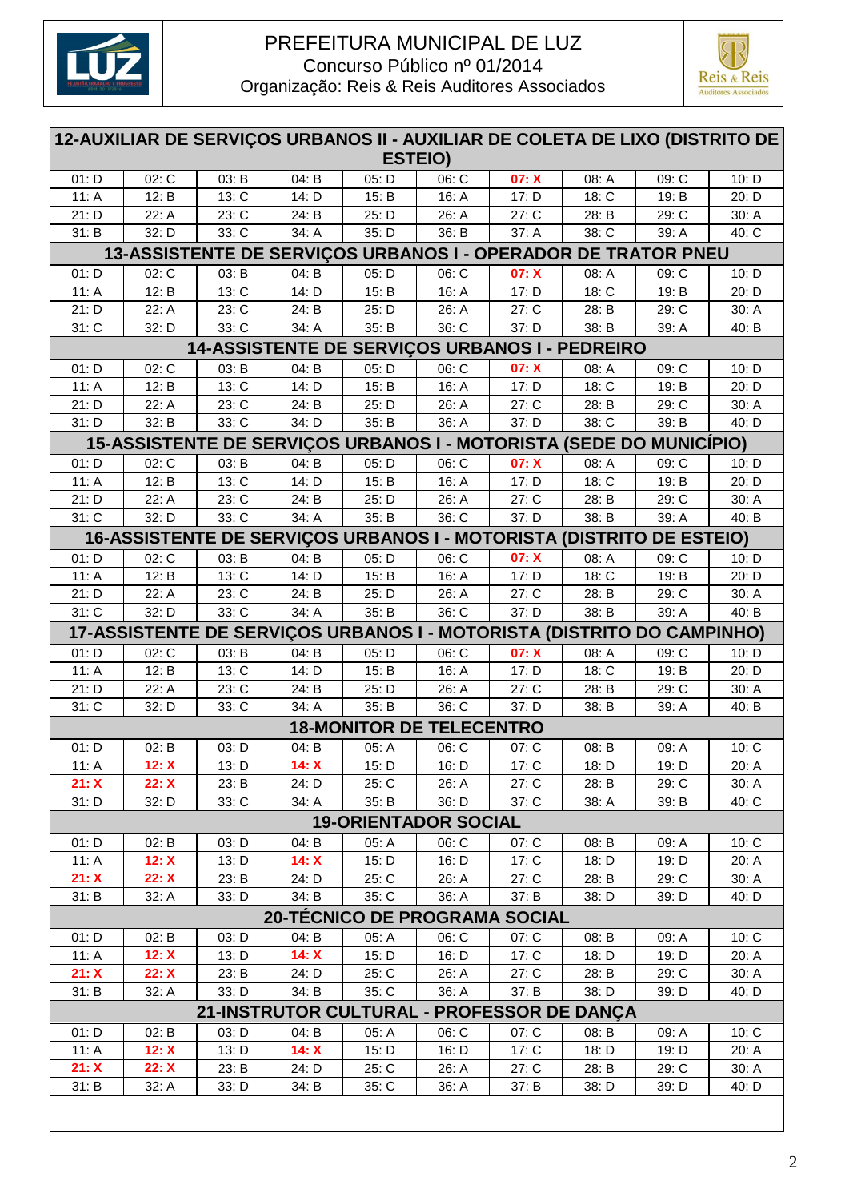PREFEITURA MUNICIPAL DE LUZ
Concurso Público nº 01/2014
Organização: Reis & Reis Auditores Associados

## 12-AUXILIAR DE SERVIÇOS URBANOS II - AUXILIAR DE COLETA DE LIXO (DISTRITO DE ESTEIO)

| | | | | | | | | | |
|---|---|---|---|---|---|---|---|---|---|
| 01: D | 02: C | 03: B | 04: B | 05: D | 06: C | 07: X | 08: A | 09: C | 10: D |
| 11: A | 12: B | 13: C | 14: D | 15: B | 16: A | 17: D | 18: C | 19: B | 20: D |
| 21: D | 22: A | 23: C | 24: B | 25: D | 26: A | 27: C | 28: B | 29: C | 30: A |
| 31: B | 32: D | 33: C | 34: A | 35: D | 36: B | 37: A | 38: C | 39: A | 40: C |

## 13-ASSISTENTE DE SERVIÇOS URBANOS I - OPERADOR DE TRATOR PNEU

| | | | | | | | | | |
|---|---|---|---|---|---|---|---|---|---|
| 01: D | 02: C | 03: B | 04: B | 05: D | 06: C | 07: X | 08: A | 09: C | 10: D |
| 11: A | 12: B | 13: C | 14: D | 15: B | 16: A | 17: D | 18: C | 19: B | 20: D |
| 21: D | 22: A | 23: C | 24: B | 25: D | 26: A | 27: C | 28: B | 29: C | 30: A |
| 31: C | 32: D | 33: C | 34: A | 35: B | 36: C | 37: D | 38: B | 39: A | 40: B |

## 14-ASSISTENTE DE SERVIÇOS URBANOS I - PEDREIRO

| | | | | | | | | | |
|---|---|---|---|---|---|---|---|---|---|
| 01: D | 02: C | 03: B | 04: B | 05: D | 06: C | 07: X | 08: A | 09: C | 10: D |
| 11: A | 12: B | 13: C | 14: D | 15: B | 16: A | 17: D | 18: C | 19: B | 20: D |
| 21: D | 22: A | 23: C | 24: B | 25: D | 26: A | 27: C | 28: B | 29: C | 30: A |
| 31: D | 32: B | 33: C | 34: D | 35: B | 36: A | 37: D | 38: C | 39: B | 40: D |

## 15-ASSISTENTE DE SERVIÇOS URBANOS I - MOTORISTA (SEDE DO MUNICÍPIO)

| | | | | | | | | | |
|---|---|---|---|---|---|---|---|---|---|
| 01: D | 02: C | 03: B | 04: B | 05: D | 06: C | 07: X | 08: A | 09: C | 10: D |
| 11: A | 12: B | 13: C | 14: D | 15: B | 16: A | 17: D | 18: C | 19: B | 20: D |
| 21: D | 22: A | 23: C | 24: B | 25: D | 26: A | 27: C | 28: B | 29: C | 30: A |
| 31: C | 32: D | 33: C | 34: A | 35: B | 36: C | 37: D | 38: B | 39: A | 40: B |

## 16-ASSISTENTE DE SERVIÇOS URBANOS I - MOTORISTA (DISTRITO DE ESTEIO)

| | | | | | | | | | |
|---|---|---|---|---|---|---|---|---|---|
| 01: D | 02: C | 03: B | 04: B | 05: D | 06: C | 07: X | 08: A | 09: C | 10: D |
| 11: A | 12: B | 13: C | 14: D | 15: B | 16: A | 17: D | 18: C | 19: B | 20: D |
| 21: D | 22: A | 23: C | 24: B | 25: D | 26: A | 27: C | 28: B | 29: C | 30: A |
| 31: C | 32: D | 33: C | 34: A | 35: B | 36: C | 37: D | 38: B | 39: A | 40: B |

## 17-ASSISTENTE DE SERVIÇOS URBANOS I - MOTORISTA (DISTRITO DO CAMPINHO)

| | | | | | | | | | |
|---|---|---|---|---|---|---|---|---|---|
| 01: D | 02: C | 03: B | 04: B | 05: D | 06: C | 07: X | 08: A | 09: C | 10: D |
| 11: A | 12: B | 13: C | 14: D | 15: B | 16: A | 17: D | 18: C | 19: B | 20: D |
| 21: D | 22: A | 23: C | 24: B | 25: D | 26: A | 27: C | 28: B | 29: C | 30: A |
| 31: C | 32: D | 33: C | 34: A | 35: B | 36: C | 37: D | 38: B | 39: A | 40: B |

## 18-MONITOR DE TELECENTRO

| | | | | | | | | | |
|---|---|---|---|---|---|---|---|---|---|
| 01: D | 02: B | 03: D | 04: B | 05: A | 06: C | 07: C | 08: B | 09: A | 10: C |
| 11: A | 12: X | 13: D | 14: X | 15: D | 16: D | 17: C | 18: D | 19: D | 20: A |
| 21: X | 22: X | 23: B | 24: D | 25: C | 26: A | 27: C | 28: B | 29: C | 30: A |
| 31: D | 32: D | 33: C | 34: A | 35: B | 36: D | 37: C | 38: A | 39: B | 40: C |

## 19-ORIENTADOR SOCIAL

| | | | | | | | | | |
|---|---|---|---|---|---|---|---|---|---|
| 01: D | 02: B | 03: D | 04: B | 05: A | 06: C | 07: C | 08: B | 09: A | 10: C |
| 11: A | 12: X | 13: D | 14: X | 15: D | 16: D | 17: C | 18: D | 19: D | 20: A |
| 21: X | 22: X | 23: B | 24: D | 25: C | 26: A | 27: C | 28: B | 29: C | 30: A |
| 31: B | 32: A | 33: D | 34: B | 35: C | 36: A | 37: B | 38: D | 39: D | 40: D |

## 20-TÉCNICO DE PROGRAMA SOCIAL

| | | | | | | | | | |
|---|---|---|---|---|---|---|---|---|---|
| 01: D | 02: B | 03: D | 04: B | 05: A | 06: C | 07: C | 08: B | 09: A | 10: C |
| 11: A | 12: X | 13: D | 14: X | 15: D | 16: D | 17: C | 18: D | 19: D | 20: A |
| 21: X | 22: X | 23: B | 24: D | 25: C | 26: A | 27: C | 28: B | 29: C | 30: A |
| 31: B | 32: A | 33: D | 34: B | 35: C | 36: A | 37: B | 38: D | 39: D | 40: D |

## 21-INSTRUTOR CULTURAL - PROFESSOR DE DANÇA

| | | | | | | | | | |
|---|---|---|---|---|---|---|---|---|---|
| 01: D | 02: B | 03: D | 04: B | 05: A | 06: C | 07: C | 08: B | 09: A | 10: C |
| 11: A | 12: X | 13: D | 14: X | 15: D | 16: D | 17: C | 18: D | 19: D | 20: A |
| 21: X | 22: X | 23: B | 24: D | 25: C | 26: A | 27: C | 28: B | 29: C | 30: A |
| 31: B | 32: A | 33: D | 34: B | 35: C | 36: A | 37: B | 38: D | 39: D | 40: D |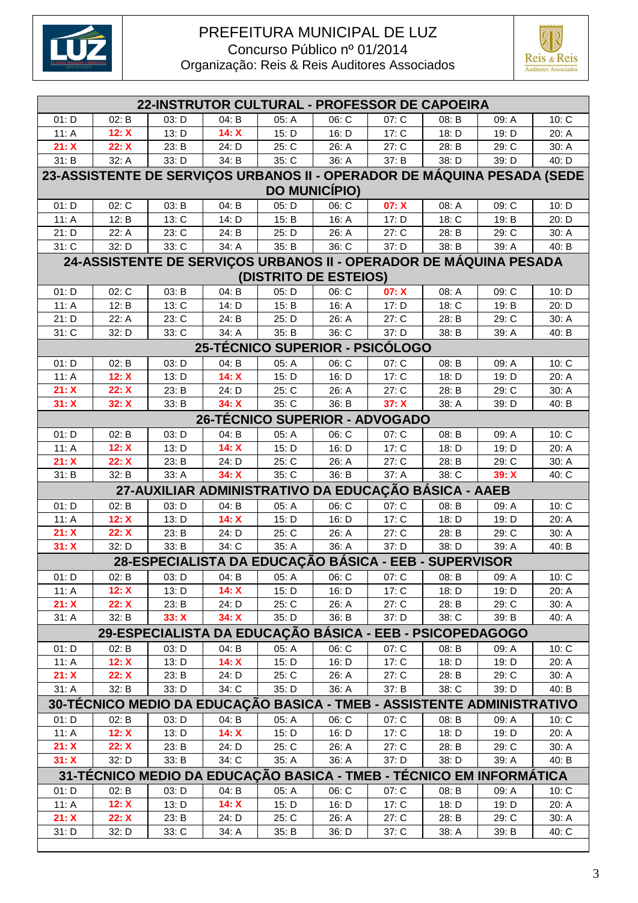# PREFEITURA MUNICIPAL DE LUZ
## Concurso Público nº 01/2014
## Organização: Reis & Reis Auditores Associados

### 22-INSTRUTOR CULTURAL - PROFESSOR DE CAPOEIRA

| | | | | | | | | | |
|---|---|---|---|---|---|---|---|---|---|
| 01: D | 02: B | 03: D | 04: B | 05: A | 06: C | 07: C | 08: B | 09: A | 10: C |
| 11: A | **12: X** | 13: D | **14: X** | 15: D | 16: D | 17: C | 18: D | 19: D | 20: A |
| **21: X** | **22: X** | 23: B | 24: D | 25: C | 26: A | 27: C | 28: B | 29: C | 30: A |
| 31: B | 32: A | 33: D | 34: B | 35: C | 36: A | 37: B | 38: D | 39: D | 40: D |

### 23-ASSISTENTE DE SERVIÇOS URBANOS II - OPERADOR DE MÁQUINA PESADA (SEDE DO MUNICÍPIO)

| | | | | | | | | | |
|---|---|---|---|---|---|---|---|---|---|
| 01: D | 02: C | 03: B | 04: B | 05: D | 06: C | **07: X** | 08: A | 09: C | 10: D |
| 11: A | 12: B | 13: C | 14: D | 15: B | 16: A | 17: D | 18: C | 19: B | 20: D |
| 21: D | 22: A | 23: C | 24: B | 25: D | 26: A | 27: C | 28: B | 29: C | 30: A |
| 31: C | 32: D | 33: C | 34: A | 35: B | 36: C | 37: D | 38: B | 39: A | 40: B |

### 24-ASSISTENTE DE SERVIÇOS URBANOS II - OPERADOR DE MÁQUINA PESADA (DISTRITO DE ESTEIOS)

| | | | | | | | | | |
|---|---|---|---|---|---|---|---|---|---|
| 01: D | 02: C | 03: B | 04: B | 05: D | 06: C | **07: X** | 08: A | 09: C | 10: D |
| 11: A | 12: B | 13: C | 14: D | 15: B | 16: A | 17: D | 18: C | 19: B | 20: D |
| 21: D | 22: A | 23: C | 24: B | 25: D | 26: A | 27: C | 28: B | 29: C | 30: A |
| 31: C | 32: D | 33: C | 34: A | 35: B | 36: C | 37: D | 38: B | 39: A | 40: B |

### 25-TÉCNICO SUPERIOR - PSICÓLOGO

| | | | | | | | | | |
|---|---|---|---|---|---|---|---|---|---|
| 01: D | 02: B | 03: D | 04: B | 05: A | 06: C | 07: C | 08: B | 09: A | 10: C |
| 11: A | **12: X** | 13: D | **14: X** | 15: D | 16: D | 17: C | 18: D | 19: D | 20: A |
| **21: X** | **22: X** | 23: B | 24: D | 25: C | 26: A | 27: C | 28: B | 29: C | 30: A |
| **31: X** | **32: X** | 33: B | **34: X** | 35: C | 36: B | **37: X** | 38: A | 39: D | 40: B |

### 26-TÉCNICO SUPERIOR - ADVOGADO

| | | | | | | | | | |
|---|---|---|---|---|---|---|---|---|---|
| 01: D | 02: B | 03: D | 04: B | 05: A | 06: C | 07: C | 08: B | 09: A | 10: C |
| 11: A | **12: X** | 13: D | **14: X** | 15: D | 16: D | 17: C | 18: D | 19: D | 20: A |
| **21: X** | **22: X** | 23: B | 24: D | 25: C | 26: A | 27: C | 28: B | 29: C | 30: A |
| 31: B | 32: B | 33: A | **34: X** | 35: C | 36: B | 37: A | 38: C | **39: X** | 40: C |

### 27-AUXILIAR ADMINISTRATIVO DA EDUCAÇÃO BÁSICA - AAEB

| | | | | | | | | | |
|---|---|---|---|---|---|---|---|---|---|
| 01: D | 02: B | 03: D | 04: B | 05: A | 06: C | 07: C | 08: B | 09: A | 10: C |
| 11: A | **12: X** | 13: D | **14: X** | 15: D | 16: D | 17: C | 18: D | 19: D | 20: A |
| **21: X** | **22: X** | 23: B | 24: D | 25: C | 26: A | 27: C | 28: B | 29: C | 30: A |
| **31: X** | 32: D | 33: B | 34: C | 35: A | 36: A | 37: D | 38: D | 39: A | 40: B |

### 28-ESPECIALISTA DA EDUCAÇÃO BÁSICA - EEB - SUPERVISOR

| | | | | | | | | | |
|---|---|---|---|---|---|---|---|---|---|
| 01: D | 02: B | 03: D | 04: B | 05: A | 06: C | 07: C | 08: B | 09: A | 10: C |
| 11: A | **12: X** | 13: D | **14: X** | 15: D | 16: D | 17: C | 18: D | 19: D | 20: A |
| **21: X** | **22: X** | 23: B | 24: D | 25: C | 26: A | 27: C | 28: B | 29: C | 30: A |
| 31: A | 32: B | **33: X** | **34: X** | 35: D | 36: B | 37: D | 38: C | 39: B | 40: A |

### 29-ESPECIALISTA DA EDUCAÇÃO BÁSICA - EEB - PSICOPEDAGOGO

| | | | | | | | | | |
|---|---|---|---|---|---|---|---|---|---|
| 01: D | 02: B | 03: D | 04: B | 05: A | 06: C | 07: C | 08: B | 09: A | 10: C |
| 11: A | **12: X** | 13: D | **14: X** | 15: D | 16: D | 17: C | 18: D | 19: D | 20: A |
| **21: X** | **22: X** | 23: B | 24: D | 25: C | 26: A | 27: C | 28: B | 29: C | 30: A |
| 31: A | 32: B | 33: D | 34: C | 35: D | 36: A | 37: B | 38: C | 39: D | 40: B |

### 30-TÉCNICO MEDIO DA EDUCAÇÃO BASICA - TMEB - ASSISTENTE ADMINISTRATIVO

| | | | | | | | | | |
|---|---|---|---|---|---|---|---|---|---|
| 01: D | 02: B | 03: D | 04: B | 05: A | 06: C | 07: C | 08: B | 09: A | 10: C |
| 11: A | **12: X** | 13: D | **14: X** | 15: D | 16: D | 17: C | 18: D | 19: D | 20: A |
| **21: X** | **22: X** | 23: B | 24: D | 25: C | 26: A | 27: C | 28: B | 29: C | 30: A |
| **31: X** | 32: D | 33: B | 34: C | 35: A | 36: A | 37: D | 38: D | 39: A | 40: B |

### 31-TÉCNICO MEDIO DA EDUCAÇÃO BASICA - TMEB - TÉCNICO EM INFORMÁTICA

| | | | | | | | | | |
|---|---|---|---|---|---|---|---|---|---|
| 01: D | 02: B | 03: D | 04: B | 05: A | 06: C | 07: C | 08: B | 09: A | 10: C |
| 11: A | **12: X** | 13: D | **14: X** | 15: D | 16: D | 17: C | 18: D | 19: D | 20: A |
| **21: X** | **22: X** | 23: B | 24: D | 25: C | 26: A | 27: C | 28: B | 29: C | 30: A |
| 31: D | 32: D | 33: C | 34: A | 35: B | 36: D | 37: C | 38: A | 39: B | 40: C |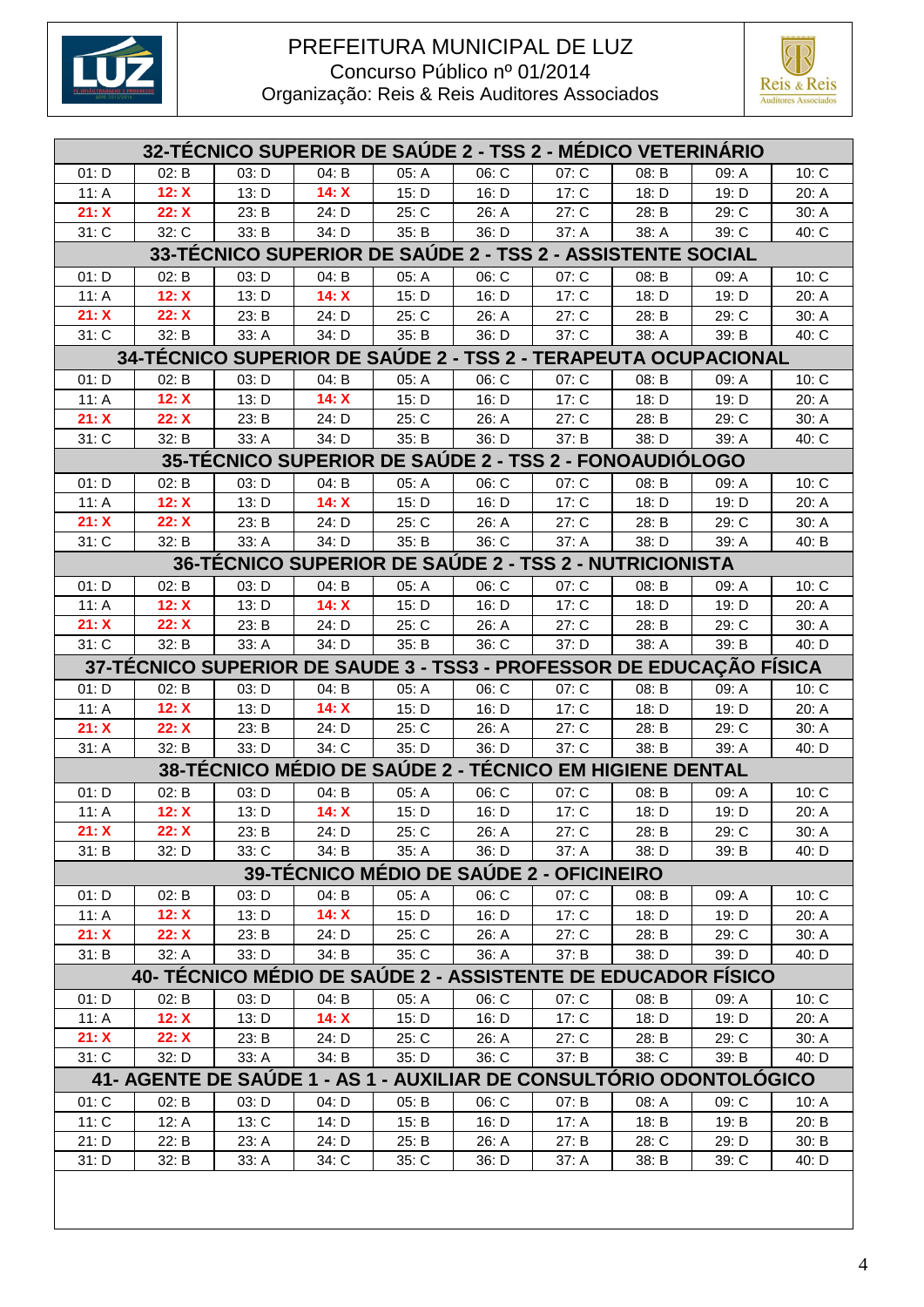PREFEITURA MUNICIPAL DE LUZ
Concurso Público nº 01/2014
Organização: Reis & Reis Auditores Associados

| 32-TÉCNICO SUPERIOR DE SAÚDE 2 - TSS 2 - MÉDICO VETERINÁRIO | | | | | | | | | |
|---|---|---|---|---|---|---|---|---|---|
| 01: D | 02: B | 03: D | 04: B | 05: A | 06: C | 07: C | 08: B | 09: A | 10: C |
| 11: A | **12: X** | 13: D | **14: X** | 15: D | 16: D | 17: C | 18: D | 19: D | 20: A |
| **21: X** | **22: X** | 23: B | 24: D | 25: C | 26: A | 27: C | 28: B | 29: C | 30: A |
| 31: C | 32: C | 33: B | 34: D | 35: B | 36: D | 37: A | 38: A | 39: C | 40: C |
| **33-TÉCNICO SUPERIOR DE SAÚDE 2 - TSS 2 - ASSISTENTE SOCIAL** | | | | | | | | | |
| 01: D | 02: B | 03: D | 04: B | 05: A | 06: C | 07: C | 08: B | 09: A | 10: C |
| 11: A | **12: X** | 13: D | **14: X** | 15: D | 16: D | 17: C | 18: D | 19: D | 20: A |
| **21: X** | **22: X** | 23: B | 24: D | 25: C | 26: A | 27: C | 28: B | 29: C | 30: A |
| 31: C | 32: B | 33: A | 34: D | 35: B | 36: D | 37: C | 38: A | 39: B | 40: C |
| **34-TÉCNICO SUPERIOR DE SAÚDE 2 - TSS 2 - TERAPEUTA OCUPACIONAL** | | | | | | | | | |
| 01: D | 02: B | 03: D | 04: B | 05: A | 06: C | 07: C | 08: B | 09: A | 10: C |
| 11: A | **12: X** | 13: D | **14: X** | 15: D | 16: D | 17: C | 18: D | 19: D | 20: A |
| **21: X** | **22: X** | 23: B | 24: D | 25: C | 26: A | 27: C | 28: B | 29: C | 30: A |
| 31: C | 32: B | 33: A | 34: D | 35: B | 36: D | 37: B | 38: D | 39: A | 40: C |
| **35-TÉCNICO SUPERIOR DE SAÚDE 2 - TSS 2 - FONOAUDIÓLOGO** | | | | | | | | | |
| 01: D | 02: B | 03: D | 04: B | 05: A | 06: C | 07: C | 08: B | 09: A | 10: C |
| 11: A | **12: X** | 13: D | **14: X** | 15: D | 16: D | 17: C | 18: D | 19: D | 20: A |
| **21: X** | **22: X** | 23: B | 24: D | 25: C | 26: A | 27: C | 28: B | 29: C | 30: A |
| 31: C | 32: B | 33: A | 34: D | 35: B | 36: C | 37: A | 38: D | 39: A | 40: B |
| **36-TÉCNICO SUPERIOR DE SAÚDE 2 - TSS 2 - NUTRICIONISTA** | | | | | | | | | |
| 01: D | 02: B | 03: D | 04: B | 05: A | 06: C | 07: C | 08: B | 09: A | 10: C |
| 11: A | **12: X** | 13: D | **14: X** | 15: D | 16: D | 17: C | 18: D | 19: D | 20: A |
| **21: X** | **22: X** | 23: B | 24: D | 25: C | 26: A | 27: C | 28: B | 29: C | 30: A |
| 31: C | 32: B | 33: A | 34: D | 35: B | 36: C | 37: D | 38: A | 39: B | 40: D |
| **37-TÉCNICO SUPERIOR DE SAUDE 3 - TSS3 - PROFESSOR DE EDUCAÇÃO FÍSICA** | | | | | | | | | |
| 01: D | 02: B | 03: D | 04: B | 05: A | 06: C | 07: C | 08: B | 09: A | 10: C |
| 11: A | **12: X** | 13: D | **14: X** | 15: D | 16: D | 17: C | 18: D | 19: D | 20: A |
| **21: X** | **22: X** | 23: B | 24: D | 25: C | 26: A | 27: C | 28: B | 29: C | 30: A |
| 31: A | 32: B | 33: D | 34: C | 35: D | 36: D | 37: C | 38: B | 39: A | 40: D |
| **38-TÉCNICO MÉDIO DE SAÚDE 2 - TÉCNICO EM HIGIENE DENTAL** | | | | | | | | | |
| 01: D | 02: B | 03: D | 04: B | 05: A | 06: C | 07: C | 08: B | 09: A | 10: C |
| 11: A | **12: X** | 13: D | **14: X** | 15: D | 16: D | 17: C | 18: D | 19: D | 20: A |
| **21: X** | **22: X** | 23: B | 24: D | 25: C | 26: A | 27: C | 28: B | 29: C | 30: A |
| 31: B | 32: D | 33: C | 34: B | 35: A | 36: D | 37: A | 38: D | 39: B | 40: D |
| **39-TÉCNICO MÉDIO DE SAÚDE 2 - OFICINEIRO** | | | | | | | | | |
| 01: D | 02: B | 03: D | 04: B | 05: A | 06: C | 07: C | 08: B | 09: A | 10: C |
| 11: A | **12: X** | 13: D | **14: X** | 15: D | 16: D | 17: C | 18: D | 19: D | 20: A |
| **21: X** | **22: X** | 23: B | 24: D | 25: C | 26: A | 27: C | 28: B | 29: C | 30: A |
| 31: B | 32: A | 33: D | 34: B | 35: C | 36: A | 37: B | 38: D | 39: D | 40: D |
| **40- TÉCNICO MÉDIO DE SAÚDE 2 - ASSISTENTE DE EDUCADOR FÍSICO** | | | | | | | | | |
| 01: D | 02: B | 03: D | 04: B | 05: A | 06: C | 07: C | 08: B | 09: A | 10: C |
| 11: A | **12: X** | 13: D | **14: X** | 15: D | 16: D | 17: C | 18: D | 19: D | 20: A |
| **21: X** | **22: X** | 23: B | 24: D | 25: C | 26: A | 27: C | 28: B | 29: C | 30: A |
| 31: C | 32: D | 33: A | 34: B | 35: D | 36: C | 37: B | 38: C | 39: B | 40: D |
| **41- AGENTE DE SAÚDE 1 - AS 1 - AUXILIAR DE CONSULTÓRIO ODONTOLÓGICO** | | | | | | | | | |
| 01: C | 02: B | 03: D | 04: D | 05: B | 06: C | 07: B | 08: A | 09: C | 10: A |
| 11: C | 12: A | 13: C | 14: D | 15: B | 16: D | 17: A | 18: B | 19: B | 20: B |
| 21: D | 22: B | 23: A | 24: B | 25: B | 26: A | 27: B | 28: C | 29: D | 30: B |
| 31: D | 32: B | 33: A | 34: C | 35: C | 36: D | 37: A | 38: B | 39: C | 40: D |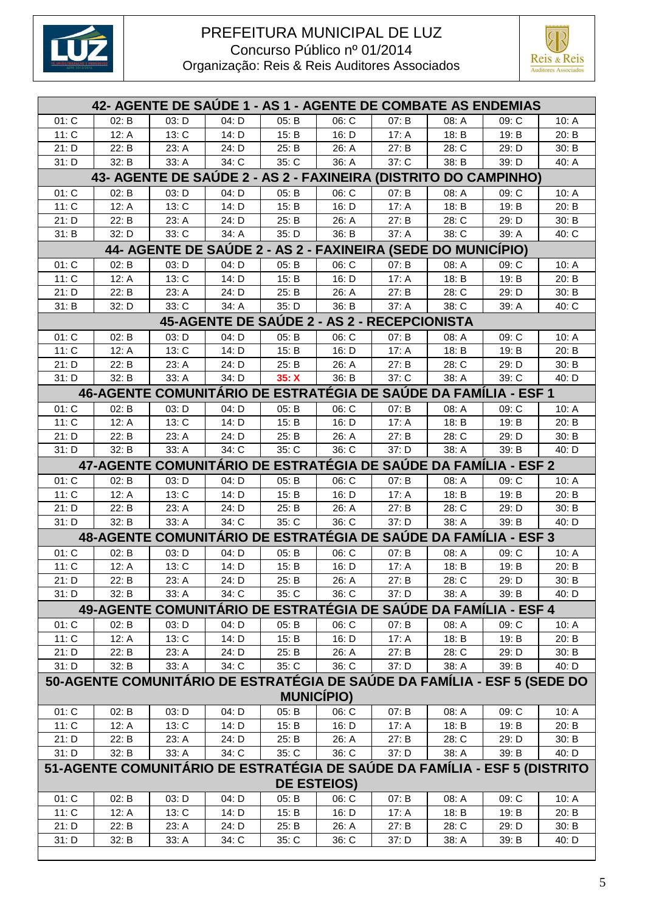PREFEITURA MUNICIPAL DE LUZ
Concurso Público nº 01/2014
Organização: Reis & Reis Auditores Associados

| 42- AGENTE DE SAÚDE 1 - AS 1 - AGENTE DE COMBATE AS ENDEMIAS | | | | | | | | | |
|---|---|---|---|---|---|---|---|---|---|
| 01: C | 02: B | 03: D | 04: D | 05: B | 06: C | 07: B | 08: A | 09: C | 10: A |
| 11: C | 12: A | 13: C | 14: D | 15: B | 16: D | 17: A | 18: B | 19: B | 20: B |
| 21: D | 22: B | 23: A | 24: D | 25: B | 26: A | 27: B | 28: C | 29: D | 30: B |
| 31: D | 32: B | 33: A | 34: C | 35: C | 36: A | 37: C | 38: B | 39: D | 40: A |

| 43- AGENTE DE SAÚDE 2 - AS 2 - FAXINEIRA (DISTRITO DO CAMPINHO) | | | | | | | | | |
|---|---|---|---|---|---|---|---|---|---|
| 01: C | 02: B | 03: D | 04: D | 05: B | 06: C | 07: B | 08: A | 09: C | 10: A |
| 11: C | 12: A | 13: C | 14: D | 15: B | 16: D | 17: A | 18: B | 19: B | 20: B |
| 21: D | 22: B | 23: A | 24: D | 25: B | 26: A | 27: B | 28: C | 29: D | 30: B |
| 31: B | 32: D | 33: C | 34: A | 35: D | 36: B | 37: A | 38: C | 39: A | 40: C |

| 44- AGENTE DE SAÚDE 2 - AS 2 - FAXINEIRA (SEDE DO MUNICÍPIO) | | | | | | | | | |
|---|---|---|---|---|---|---|---|---|---|
| 01: C | 02: B | 03: D | 04: D | 05: B | 06: C | 07: B | 08: A | 09: C | 10: A |
| 11: C | 12: A | 13: C | 14: D | 15: B | 16: D | 17: A | 18: B | 19: B | 20: B |
| 21: D | 22: B | 23: A | 24: D | 25: B | 26: A | 27: B | 28: C | 29: D | 30: B |
| 31: B | 32: D | 33: C | 34: A | 35: D | 36: B | 37: A | 38: C | 39: A | 40: C |

| 45-AGENTE DE SAÚDE 2 - AS 2 - RECEPCIONISTA | | | | | | | | | |
|---|---|---|---|---|---|---|---|---|---|
| 01: C | 02: B | 03: D | 04: D | 05: B | 06: C | 07: B | 08: A | 09: C | 10: A |
| 11: C | 12: A | 13: C | 14: D | 15: B | 16: D | 17: A | 18: B | 19: B | 20: B |
| 21: D | 22: B | 23: A | 24: D | 25: B | 26: A | 27: B | 28: C | 29: D | 30: B |
| 31: D | 32: B | 33: A | 34: D | **35: X** | 36: B | 37: C | 38: A | 39: C | 40: D |

| 46-AGENTE COMUNITÁRIO DE ESTRATÉGIA DE SAÚDE DA FAMÍLIA - ESF 1 | | | | | | | | | |
|---|---|---|---|---|---|---|---|---|---|
| 01: C | 02: B | 03: D | 04: D | 05: B | 06: C | 07: B | 08: A | 09: C | 10: A |
| 11: C | 12: A | 13: C | 14: D | 15: B | 16: D | 17: A | 18: B | 19: B | 20: B |
| 21: D | 22: B | 23: A | 24: D | 25: B | 26: A | 27: B | 28: C | 29: D | 30: B |
| 31: D | 32: B | 33: A | 34: C | 35: C | 36: C | 37: D | 38: A | 39: B | 40: D |

| 47-AGENTE COMUNITÁRIO DE ESTRATÉGIA DE SAÚDE DA FAMÍLIA - ESF 2 | | | | | | | | | |
|---|---|---|---|---|---|---|---|---|---|
| 01: C | 02: B | 03: D | 04: D | 05: B | 06: C | 07: B | 08: A | 09: C | 10: A |
| 11: C | 12: A | 13: C | 14: D | 15: B | 16: D | 17: A | 18: B | 19: B | 20: B |
| 21: D | 22: B | 23: A | 24: D | 25: B | 26: A | 27: B | 28: C | 29: D | 30: B |
| 31: D | 32: B | 33: A | 34: C | 35: C | 36: C | 37: D | 38: A | 39: B | 40: D |

| 48-AGENTE COMUNITÁRIO DE ESTRATÉGIA DE SAÚDE DA FAMÍLIA - ESF 3 | | | | | | | | | |
|---|---|---|---|---|---|---|---|---|---|
| 01: C | 02: B | 03: D | 04: D | 05: B | 06: C | 07: B | 08: A | 09: C | 10: A |
| 11: C | 12: A | 13: C | 14: D | 15: B | 16: D | 17: A | 18: B | 19: B | 20: B |
| 21: D | 22: B | 23: A | 24: D | 25: B | 26: A | 27: B | 28: C | 29: D | 30: B |
| 31: D | 32: B | 33: A | 34: C | 35: C | 36: C | 37: D | 38: A | 39: B | 40: D |

| 49-AGENTE COMUNITÁRIO DE ESTRATÉGIA DE SAÚDE DA FAMÍLIA - ESF 4 | | | | | | | | | |
|---|---|---|---|---|---|---|---|---|---|
| 01: C | 02: B | 03: D | 04: D | 05: B | 06: C | 07: B | 08: A | 09: C | 10: A |
| 11: C | 12: A | 13: C | 14: D | 15: B | 16: D | 17: A | 18: B | 19: B | 20: B |
| 21: D | 22: B | 23: A | 24: D | 25: B | 26: A | 27: B | 28: C | 29: D | 30: B |
| 31: D | 32: B | 33: A | 34: C | 35: C | 36: C | 37: D | 38: A | 39: B | 40: D |

| 50-AGENTE COMUNITÁRIO DE ESTRATÉGIA DE SAÚDE DA FAMÍLIA - ESF 5 (SEDE DO MUNICÍPIO) | | | | | | | | | |
|---|---|---|---|---|---|---|---|---|---|
| 01: C | 02: B | 03: D | 04: D | 05: B | 06: C | 07: B | 08: A | 09: C | 10: A |
| 11: C | 12: A | 13: C | 14: D | 15: B | 16: D | 17: A | 18: B | 19: B | 20: B |
| 21: D | 22: B | 23: A | 24: D | 25: B | 26: A | 27: B | 28: C | 29: D | 30: B |
| 31: D | 32: B | 33: A | 34: C | 35: C | 36: C | 37: D | 38: A | 39: B | 40: D |

| 51-AGENTE COMUNITÁRIO DE ESTRATÉGIA DE SAÚDE DA FAMÍLIA - ESF 5 (DISTRITO DE ESTEIOS) | | | | | | | | | |
|---|---|---|---|---|---|---|---|---|---|
| 01: C | 02: B | 03: D | 04: D | 05: B | 06: C | 07: B | 08: A | 09: C | 10: A |
| 11: C | 12: A | 13: C | 14: D | 15: B | 16: D | 17: A | 18: B | 19: B | 20: B |
| 21: D | 22: B | 23: A | 24: D | 25: B | 26: A | 27: B | 28: C | 29: D | 30: B |
| 31: D | 32: B | 33: A | 34: C | 35: C | 36: C | 37: D | 38: A | 39: B | 40: D |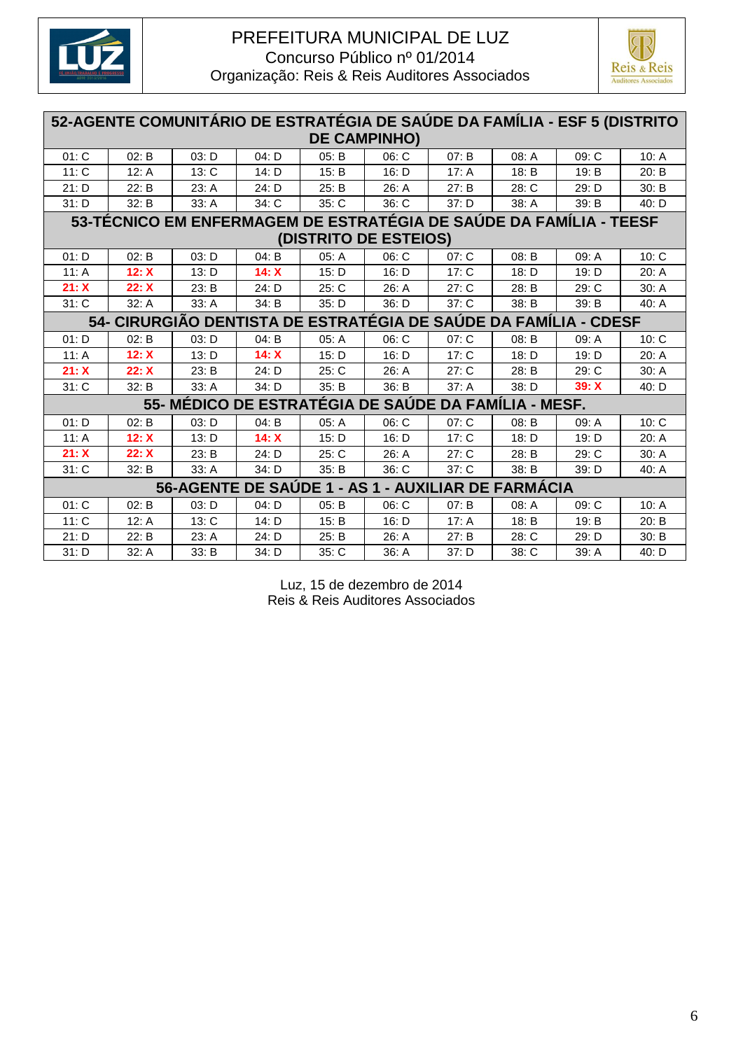# PREFEITURA MUNICIPAL DE LUZ
Concurso Público nº 01/2014
Organização: Reis & Reis Auditores Associados

| 52-AGENTE COMUNITÁRIO DE ESTRATÉGIA DE SAÚDE DA FAMÍLIA - ESF 5 (DISTRITO DE CAMPINHO) | | | | | | | | | |
|---|---|---|---|---|---|---|---|---|---|
| 01: C | 02: B | 03: D | 04: D | 05: B | 06: C | 07: B | 08: A | 09: C | 10: A |
| 11: C | 12: A | 13: C | 14: D | 15: B | 16: D | 17: A | 18: B | 19: B | 20: B |
| 21: D | 22: B | 23: A | 24: D | 25: B | 26: A | 27: B | 28: C | 29: D | 30: B |
| 31: D | 32: B | 33: A | 34: C | 35: C | 36: C | 37: D | 38: A | 39: B | 40: D |

| 53-TÉCNICO EM ENFERMAGEM DE ESTRATÉGIA DE SAÚDE DA FAMÍLIA - TEESF (DISTRITO DE ESTEIOS) | | | | | | | | | |
|---|---|---|---|---|---|---|---|---|---|
| 01: D | 02: B | 03: D | 04: B | 05: A | 06: C | 07: C | 08: B | 09: A | 10: C |
| 11: A | **12: X** | 13: D | **14: X** | 15: D | 16: D | 17: C | 18: D | 19: D | 20: A |
| **21: X** | **22: X** | 23: B | 24: D | 25: C | 26: A | 27: C | 28: B | 29: C | 30: A |
| 31: C | 32: A | 33: A | 34: B | 35: D | 36: D | 37: C | 38: B | 39: B | 40: A |

| 54- CIRURGIÃO DENTISTA DE ESTRATÉGIA DE SAÚDE DA FAMÍLIA - CDESF | | | | | | | | | |
|---|---|---|---|---|---|---|---|---|---|
| 01: D | 02: B | 03: D | 04: B | 05: A | 06: C | 07: C | 08: B | 09: A | 10: C |
| 11: A | **12: X** | 13: D | **14: X** | 15: D | 16: D | 17: C | 18: D | 19: D | 20: A |
| **21: X** | **22: X** | 23: B | 24: D | 25: C | 26: A | 27: C | 28: B | 29: C | 30: A |
| 31: C | 32: B | 33: A | 34: D | 35: B | 36: B | 37: A | 38: D | **39: X** | 40: D |

| 55- MÉDICO DE ESTRATÉGIA DE SAÚDE DA FAMÍLIA - MESF. | | | | | | | | | |
|---|---|---|---|---|---|---|---|---|---|
| 01: D | 02: B | 03: D | 04: B | 05: A | 06: C | 07: C | 08: B | 09: A | 10: C |
| 11: A | **12: X** | 13: D | **14: X** | 15: D | 16: D | 17: C | 18: D | 19: D | 20: A |
| **21: X** | **22: X** | 23: B | 24: D | 25: C | 26: A | 27: C | 28: B | 29: C | 30: A |
| 31: C | 32: B | 33: A | 34: D | 35: B | 36: C | 37: C | 38: B | 39: D | 40: A |

| 56-AGENTE DE SAÚDE 1 - AS 1 - AUXILIAR DE FARMÁCIA | | | | | | | | | |
|---|---|---|---|---|---|---|---|---|---|
| 01: C | 02: B | 03: D | 04: D | 05: B | 06: C | 07: B | 08: A | 09: C | 10: A |
| 11: C | 12: A | 13: C | 14: D | 15: B | 16: D | 17: A | 18: B | 19: B | 20: B |
| 21: D | 22: B | 23: A | 24: D | 25: B | 26: A | 27: B | 28: C | 29: D | 30: B |
| 31: D | 32: A | 33: B | 34: D | 35: C | 36: A | 37: D | 38: C | 39: A | 40: D |

Luz, 15 de dezembro de 2014
Reis & Reis Auditores Associados